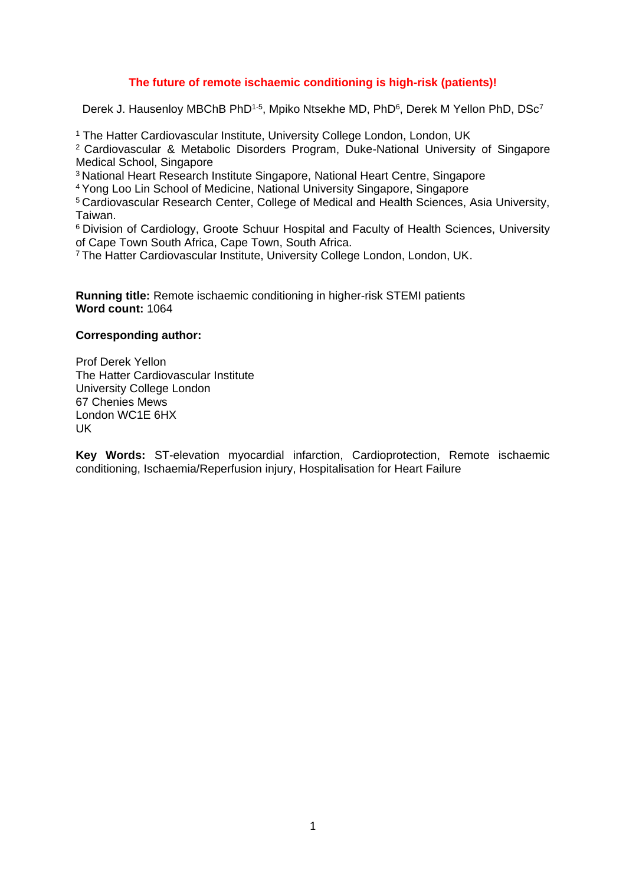# The future of remote ischaemic conditioning is high-risk (patients)!

Derek J. Hausenloy MBChB PhD[1-5], Mpiko Ntsekhe MD, PhD[6], Derek M Yellon PhD, DSc[7]

[1] The Hatter Cardiovascular Institute, University College London, London, UK
[2] Cardiovascular & Metabolic Disorders Program, Duke-National University of Singapore Medical School, Singapore
[3] National Heart Research Institute Singapore, National Heart Centre, Singapore
[4] Yong Loo Lin School of Medicine, National University Singapore, Singapore
[5] Cardiovascular Research Center, College of Medical and Health Sciences, Asia University, Taiwan.
[6] Division of Cardiology, Groote Schuur Hospital and Faculty of Health Sciences, University of Cape Town South Africa, Cape Town, South Africa.
[7] The Hatter Cardiovascular Institute, University College London, London, UK.

**Running title:** Remote ischaemic conditioning in higher-risk STEMI patients
**Word count:** 1064

**Corresponding author:**

Prof Derek Yellon
The Hatter Cardiovascular Institute
University College London
67 Chenies Mews
London WC1E 6HX
UK

**Key Words:** ST-elevation myocardial infarction, Cardioprotection, Remote ischaemic conditioning, Ischaemia/Reperfusion injury, Hospitalisation for Heart Failure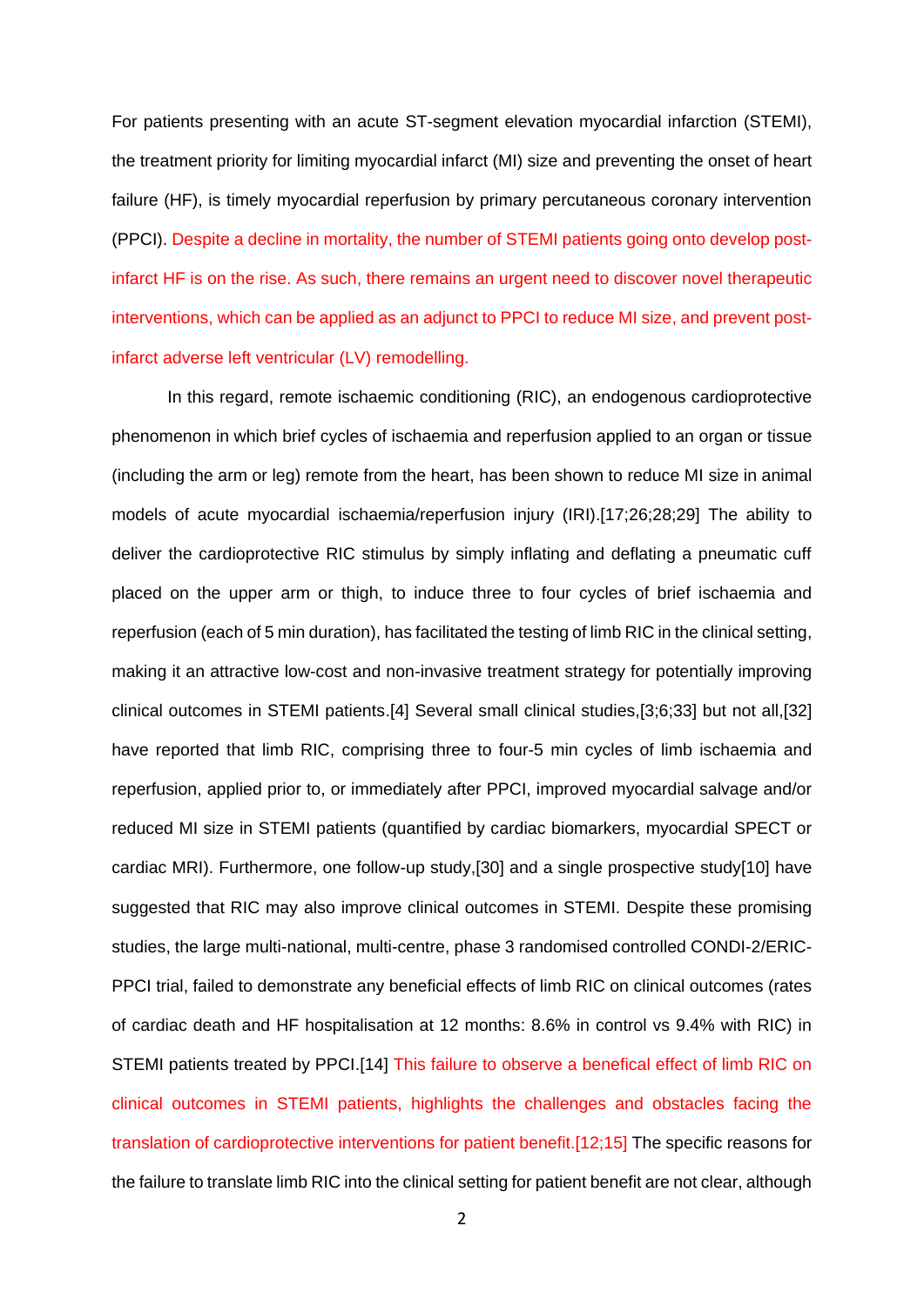For patients presenting with an acute ST-segment elevation myocardial infarction (STEMI), the treatment priority for limiting myocardial infarct (MI) size and preventing the onset of heart failure (HF), is timely myocardial reperfusion by primary percutaneous coronary intervention (PPCI). Despite a decline in mortality, the number of STEMI patients going onto develop post-infarct HF is on the rise. As such, there remains an urgent need to discover novel therapeutic interventions, which can be applied as an adjunct to PPCI to reduce MI size, and prevent post-infarct adverse left ventricular (LV) remodelling.

In this regard, remote ischaemic conditioning (RIC), an endogenous cardioprotective phenomenon in which brief cycles of ischaemia and reperfusion applied to an organ or tissue (including the arm or leg) remote from the heart, has been shown to reduce MI size in animal models of acute myocardial ischaemia/reperfusion injury (IRI).[17;26;28;29] The ability to deliver the cardioprotective RIC stimulus by simply inflating and deflating a pneumatic cuff placed on the upper arm or thigh, to induce three to four cycles of brief ischaemia and reperfusion (each of 5 min duration), has facilitated the testing of limb RIC in the clinical setting, making it an attractive low-cost and non-invasive treatment strategy for potentially improving clinical outcomes in STEMI patients.[4] Several small clinical studies,[3;6;33] but not all,[32] have reported that limb RIC, comprising three to four-5 min cycles of limb ischaemia and reperfusion, applied prior to, or immediately after PPCI, improved myocardial salvage and/or reduced MI size in STEMI patients (quantified by cardiac biomarkers, myocardial SPECT or cardiac MRI). Furthermore, one follow-up study,[30] and a single prospective study[10] have suggested that RIC may also improve clinical outcomes in STEMI. Despite these promising studies, the large multi-national, multi-centre, phase 3 randomised controlled CONDI-2/ERIC-PPCI trial, failed to demonstrate any beneficial effects of limb RIC on clinical outcomes (rates of cardiac death and HF hospitalisation at 12 months: 8.6% in control vs 9.4% with RIC) in STEMI patients treated by PPCI.[14] This failure to observe a benefical effect of limb RIC on clinical outcomes in STEMI patients, highlights the challenges and obstacles facing the translation of cardioprotective interventions for patient benefit.[12;15] The specific reasons for the failure to translate limb RIC into the clinical setting for patient benefit are not clear, although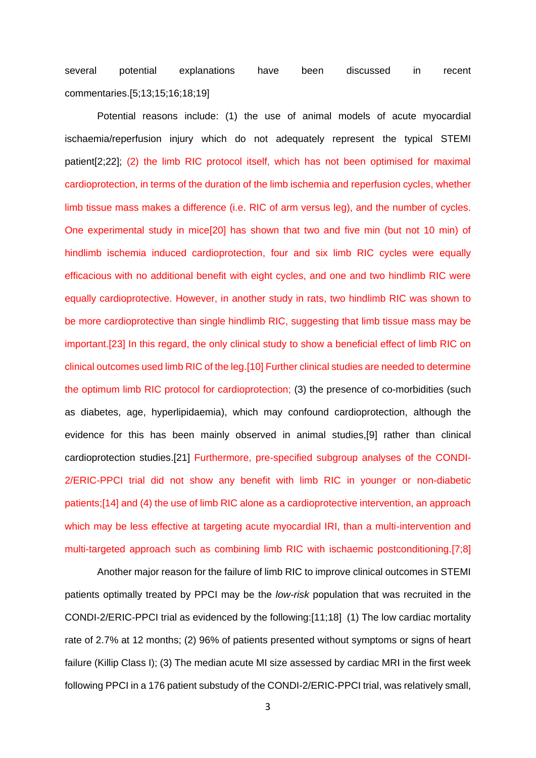several potential explanations have been discussed in recent commentaries.[5;13;15;16;18;19]

Potential reasons include: (1) the use of animal models of acute myocardial ischaemia/reperfusion injury which do not adequately represent the typical STEMI patient[2;22]; (2) the limb RIC protocol itself, which has not been optimised for maximal cardioprotection, in terms of the duration of the limb ischemia and reperfusion cycles, whether limb tissue mass makes a difference (i.e. RIC of arm versus leg), and the number of cycles. One experimental study in mice[20] has shown that two and five min (but not 10 min) of hindlimb ischemia induced cardioprotection, four and six limb RIC cycles were equally efficacious with no additional benefit with eight cycles, and one and two hindlimb RIC were equally cardioprotective. However, in another study in rats, two hindlimb RIC was shown to be more cardioprotective than single hindlimb RIC, suggesting that limb tissue mass may be important.[23] In this regard, the only clinical study to show a beneficial effect of limb RIC on clinical outcomes used limb RIC of the leg.[10] Further clinical studies are needed to determine the optimum limb RIC protocol for cardioprotection; (3) the presence of co-morbidities (such as diabetes, age, hyperlipidaemia), which may confound cardioprotection, although the evidence for this has been mainly observed in animal studies,[9] rather than clinical cardioprotection studies.[21] Furthermore, pre-specified subgroup analyses of the CONDI-2/ERIC-PPCI trial did not show any benefit with limb RIC in younger or non-diabetic patients;[14] and (4) the use of limb RIC alone as a cardioprotective intervention, an approach which may be less effective at targeting acute myocardial IRI, than a multi-intervention and multi-targeted approach such as combining limb RIC with ischaemic postconditioning.[7;8]

Another major reason for the failure of limb RIC to improve clinical outcomes in STEMI patients optimally treated by PPCI may be the *low-risk* population that was recruited in the CONDI-2/ERIC-PPCI trial as evidenced by the following:[11;18] (1) The low cardiac mortality rate of 2.7% at 12 months; (2) 96% of patients presented without symptoms or signs of heart failure (Killip Class I); (3) The median acute MI size assessed by cardiac MRI in the first week following PPCI in a 176 patient substudy of the CONDI-2/ERIC-PPCI trial, was relatively small,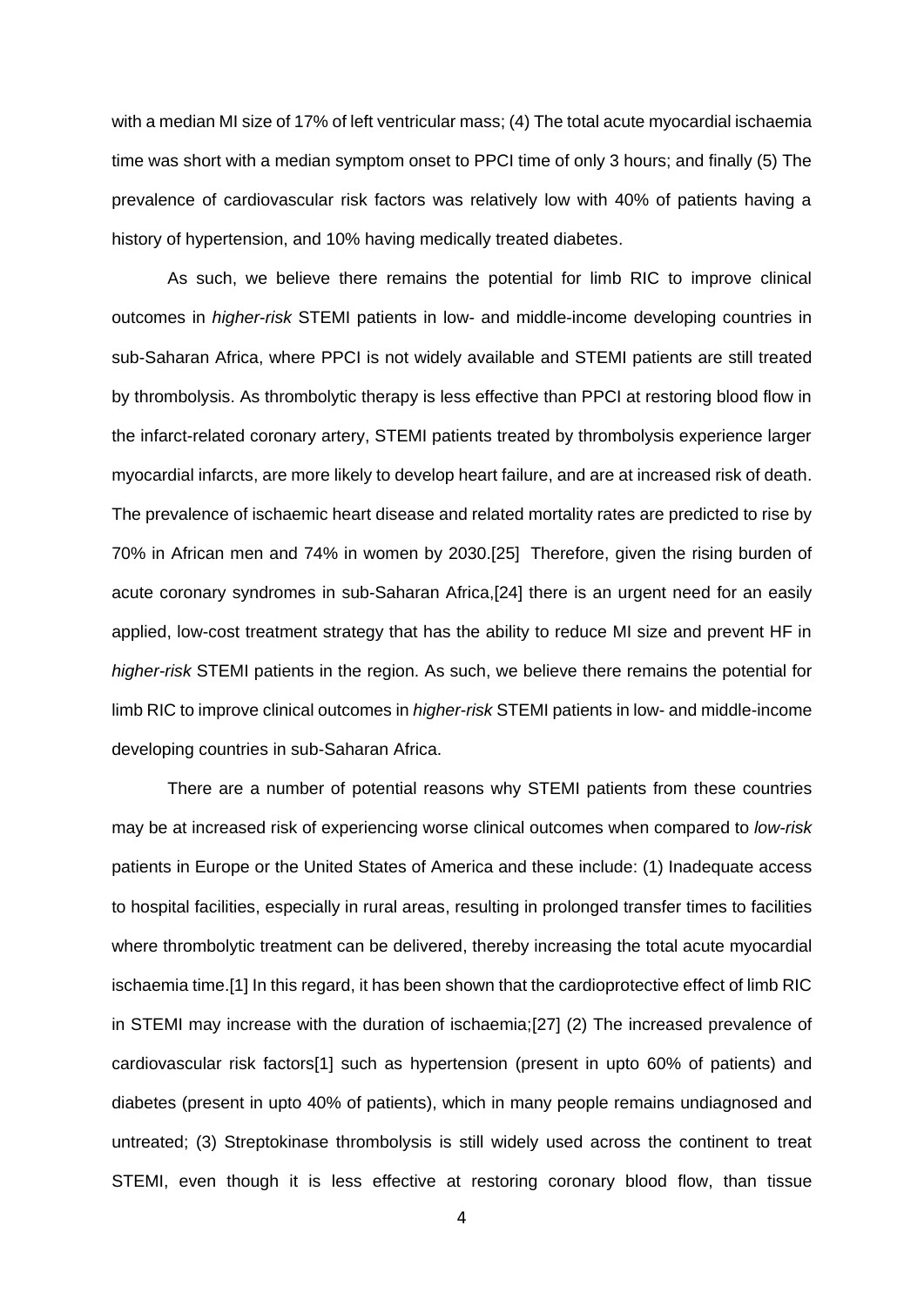with a median MI size of 17% of left ventricular mass; (4) The total acute myocardial ischaemia time was short with a median symptom onset to PPCI time of only 3 hours; and finally (5) The prevalence of cardiovascular risk factors was relatively low with 40% of patients having a history of hypertension, and 10% having medically treated diabetes.

As such, we believe there remains the potential for limb RIC to improve clinical outcomes in *higher-risk* STEMI patients in low- and middle-income developing countries in sub-Saharan Africa, where PPCI is not widely available and STEMI patients are still treated by thrombolysis. As thrombolytic therapy is less effective than PPCI at restoring blood flow in the infarct-related coronary artery, STEMI patients treated by thrombolysis experience larger myocardial infarcts, are more likely to develop heart failure, and are at increased risk of death. The prevalence of ischaemic heart disease and related mortality rates are predicted to rise by 70% in African men and 74% in women by 2030.[25] Therefore, given the rising burden of acute coronary syndromes in sub-Saharan Africa,[24] there is an urgent need for an easily applied, low-cost treatment strategy that has the ability to reduce MI size and prevent HF in *higher-risk* STEMI patients in the region. As such, we believe there remains the potential for limb RIC to improve clinical outcomes in *higher-risk* STEMI patients in low- and middle-income developing countries in sub-Saharan Africa.

There are a number of potential reasons why STEMI patients from these countries may be at increased risk of experiencing worse clinical outcomes when compared to *low-risk* patients in Europe or the United States of America and these include: (1) Inadequate access to hospital facilities, especially in rural areas, resulting in prolonged transfer times to facilities where thrombolytic treatment can be delivered, thereby increasing the total acute myocardial ischaemia time.[1] In this regard, it has been shown that the cardioprotective effect of limb RIC in STEMI may increase with the duration of ischaemia;[27] (2) The increased prevalence of cardiovascular risk factors[1] such as hypertension (present in upto 60% of patients) and diabetes (present in upto 40% of patients), which in many people remains undiagnosed and untreated; (3) Streptokinase thrombolysis is still widely used across the continent to treat STEMI, even though it is less effective at restoring coronary blood flow, than tissue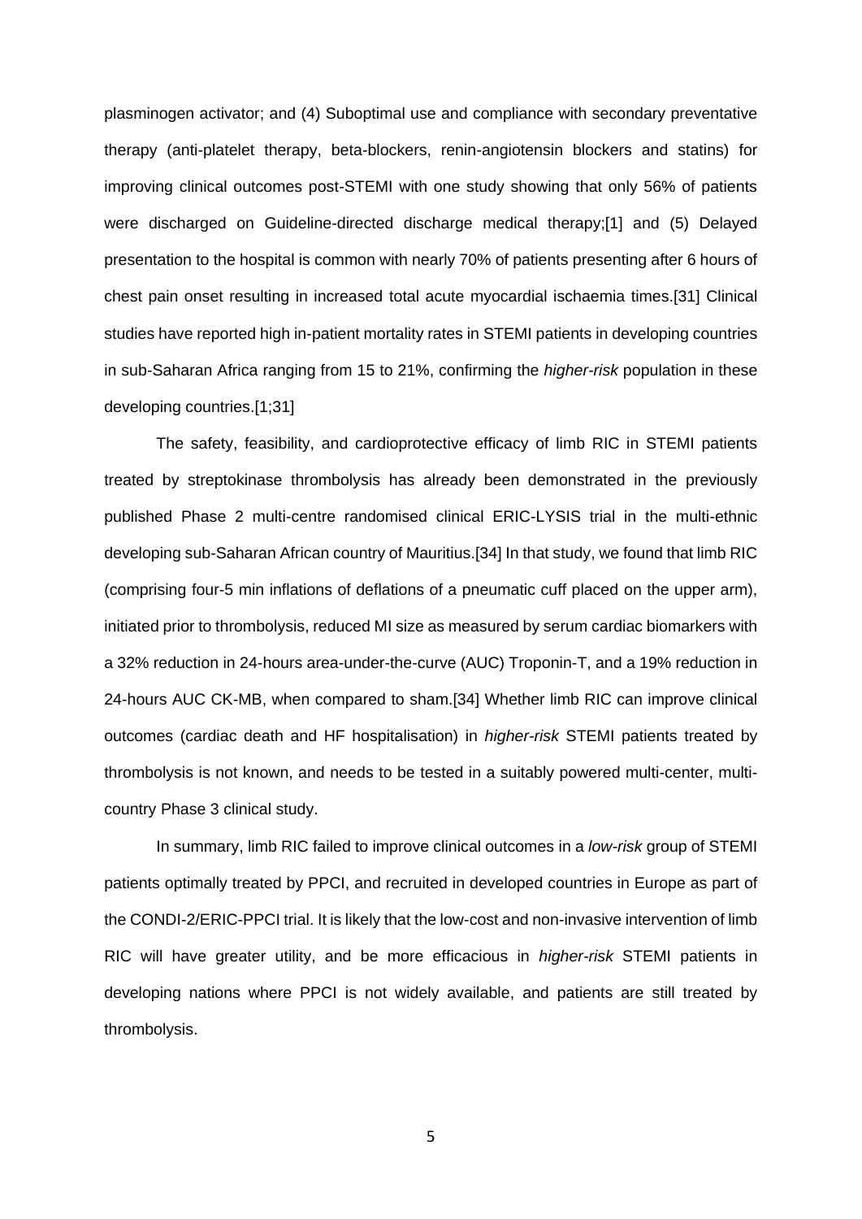plasminogen activator; and (4) Suboptimal use and compliance with secondary preventative therapy (anti-platelet therapy, beta-blockers, renin-angiotensin blockers and statins) for improving clinical outcomes post-STEMI with one study showing that only 56% of patients were discharged on Guideline-directed discharge medical therapy;[1] and (5) Delayed presentation to the hospital is common with nearly 70% of patients presenting after 6 hours of chest pain onset resulting in increased total acute myocardial ischaemia times.[31] Clinical studies have reported high in-patient mortality rates in STEMI patients in developing countries in sub-Saharan Africa ranging from 15 to 21%, confirming the *higher-risk* population in these developing countries.[1;31]

The safety, feasibility, and cardioprotective efficacy of limb RIC in STEMI patients treated by streptokinase thrombolysis has already been demonstrated in the previously published Phase 2 multi-centre randomised clinical ERIC-LYSIS trial in the multi-ethnic developing sub-Saharan African country of Mauritius.[34] In that study, we found that limb RIC (comprising four-5 min inflations of deflations of a pneumatic cuff placed on the upper arm), initiated prior to thrombolysis, reduced MI size as measured by serum cardiac biomarkers with a 32% reduction in 24-hours area-under-the-curve (AUC) Troponin-T, and a 19% reduction in 24-hours AUC CK-MB, when compared to sham.[34] Whether limb RIC can improve clinical outcomes (cardiac death and HF hospitalisation) in *higher-risk* STEMI patients treated by thrombolysis is not known, and needs to be tested in a suitably powered multi-center, multi-country Phase 3 clinical study.

In summary, limb RIC failed to improve clinical outcomes in a *low-risk* group of STEMI patients optimally treated by PPCI, and recruited in developed countries in Europe as part of the CONDI-2/ERIC-PPCI trial. It is likely that the low-cost and non-invasive intervention of limb RIC will have greater utility, and be more efficacious in *higher-risk* STEMI patients in developing nations where PPCI is not widely available, and patients are still treated by thrombolysis.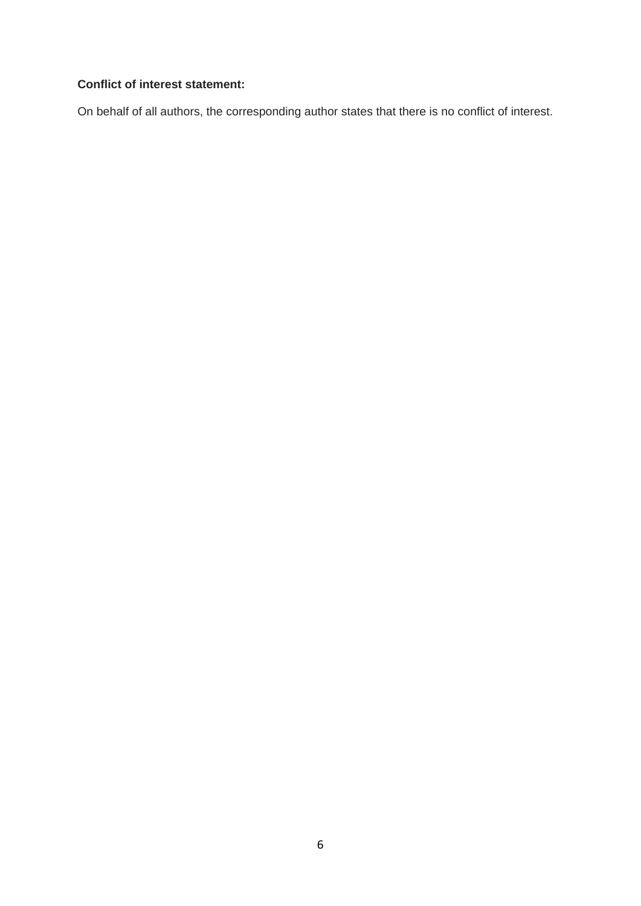**Conflict of interest statement:**

On behalf of all authors, the corresponding author states that there is no conflict of interest.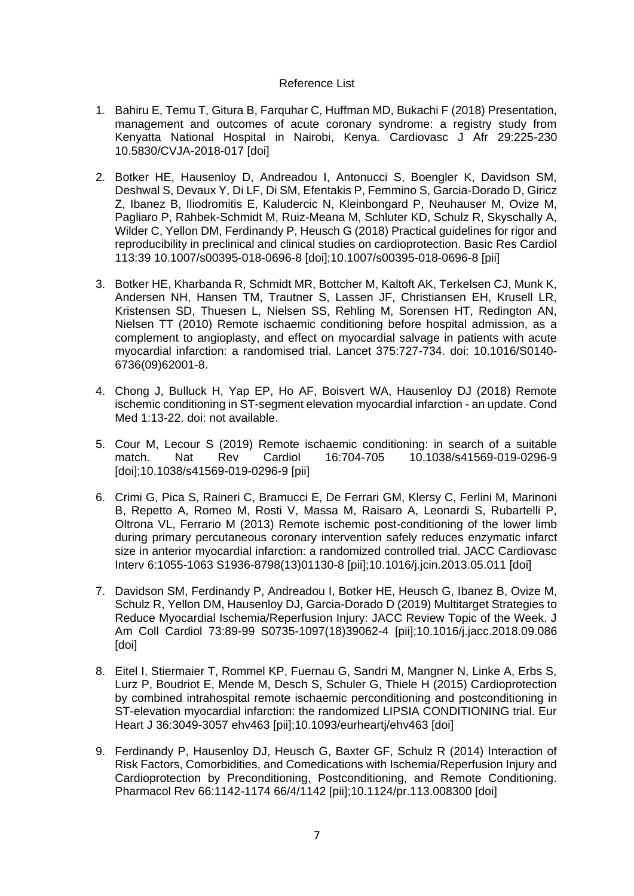Reference List

1. Bahiru E, Temu T, Gitura B, Farquhar C, Huffman MD, Bukachi F (2018) Presentation, management and outcomes of acute coronary syndrome: a registry study from Kenyatta National Hospital in Nairobi, Kenya. Cardiovasc J Afr 29:225-230 10.5830/CVJA-2018-017 [doi]

2. Botker HE, Hausenloy D, Andreadou I, Antonucci S, Boengler K, Davidson SM, Deshwal S, Devaux Y, Di LF, Di SM, Efentakis P, Femmino S, Garcia-Dorado D, Giricz Z, Ibanez B, Iliodromitis E, Kaludercic N, Kleinbongard P, Neuhauser M, Ovize M, Pagliaro P, Rahbek-Schmidt M, Ruiz-Meana M, Schluter KD, Schulz R, Skyschally A, Wilder C, Yellon DM, Ferdinandy P, Heusch G (2018) Practical guidelines for rigor and reproducibility in preclinical and clinical studies on cardioprotection. Basic Res Cardiol 113:39 10.1007/s00395-018-0696-8 [doi];10.1007/s00395-018-0696-8 [pii]

3. Botker HE, Kharbanda R, Schmidt MR, Bottcher M, Kaltoft AK, Terkelsen CJ, Munk K, Andersen NH, Hansen TM, Trautner S, Lassen JF, Christiansen EH, Krusell LR, Kristensen SD, Thuesen L, Nielsen SS, Rehling M, Sorensen HT, Redington AN, Nielsen TT (2010) Remote ischaemic conditioning before hospital admission, as a complement to angioplasty, and effect on myocardial salvage in patients with acute myocardial infarction: a randomised trial. Lancet 375:727-734. doi: 10.1016/S0140-6736(09)62001-8.

4. Chong J, Bulluck H, Yap EP, Ho AF, Boisvert WA, Hausenloy DJ (2018) Remote ischemic conditioning in ST-segment elevation myocardial infarction - an update. Cond Med 1:13-22. doi: not available.

5. Cour M, Lecour S (2019) Remote ischaemic conditioning: in search of a suitable match. Nat Rev Cardiol 16:704-705 10.1038/s41569-019-0296-9 [doi];10.1038/s41569-019-0296-9 [pii]

6. Crimi G, Pica S, Raineri C, Bramucci E, De Ferrari GM, Klersy C, Ferlini M, Marinoni B, Repetto A, Romeo M, Rosti V, Massa M, Raisaro A, Leonardi S, Rubartelli P, Oltrona VL, Ferrario M (2013) Remote ischemic post-conditioning of the lower limb during primary percutaneous coronary intervention safely reduces enzymatic infarct size in anterior myocardial infarction: a randomized controlled trial. JACC Cardiovasc Interv 6:1055-1063 S1936-8798(13)01130-8 [pii];10.1016/j.jcin.2013.05.011 [doi]

7. Davidson SM, Ferdinandy P, Andreadou I, Botker HE, Heusch G, Ibanez B, Ovize M, Schulz R, Yellon DM, Hausenloy DJ, Garcia-Dorado D (2019) Multitarget Strategies to Reduce Myocardial Ischemia/Reperfusion Injury: JACC Review Topic of the Week. J Am Coll Cardiol 73:89-99 S0735-1097(18)39062-4 [pii];10.1016/j.jacc.2018.09.086 [doi]

8. Eitel I, Stiermaier T, Rommel KP, Fuernau G, Sandri M, Mangner N, Linke A, Erbs S, Lurz P, Boudriot E, Mende M, Desch S, Schuler G, Thiele H (2015) Cardioprotection by combined intrahospital remote ischaemic perconditioning and postconditioning in ST-elevation myocardial infarction: the randomized LIPSIA CONDITIONING trial. Eur Heart J 36:3049-3057 ehv463 [pii];10.1093/eurheartj/ehv463 [doi]

9. Ferdinandy P, Hausenloy DJ, Heusch G, Baxter GF, Schulz R (2014) Interaction of Risk Factors, Comorbidities, and Comedications with Ischemia/Reperfusion Injury and Cardioprotection by Preconditioning, Postconditioning, and Remote Conditioning. Pharmacol Rev 66:1142-1174 66/4/1142 [pii];10.1124/pr.113.008300 [doi]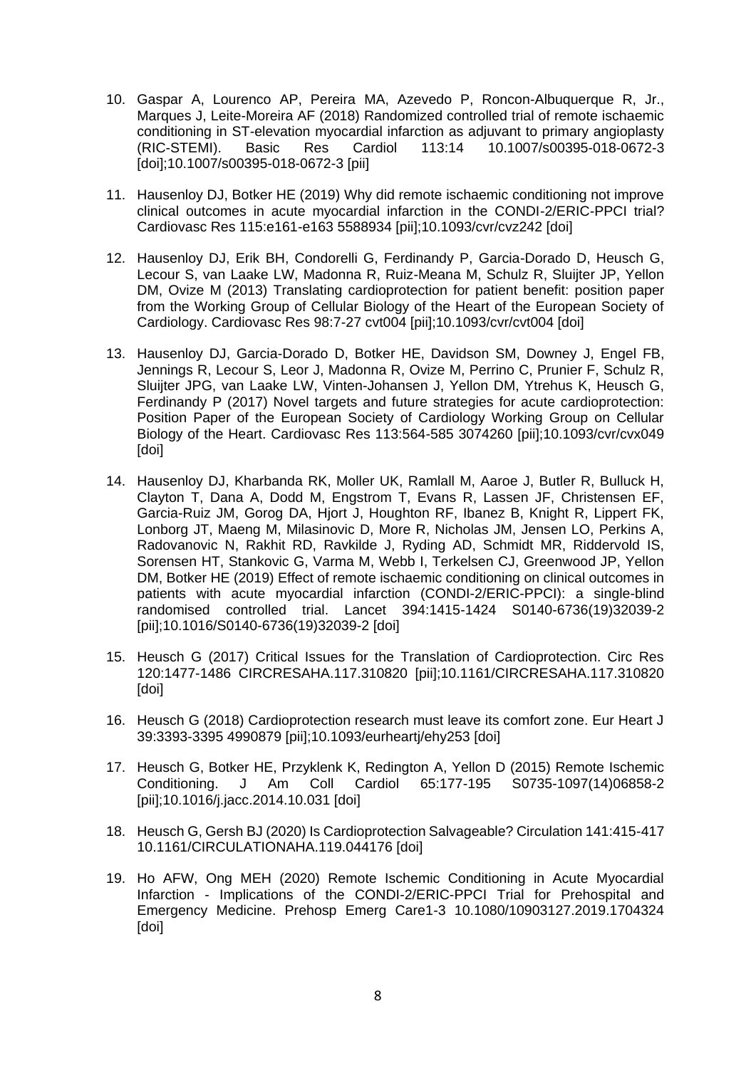10. Gaspar A, Lourenco AP, Pereira MA, Azevedo P, Roncon-Albuquerque R, Jr., Marques J, Leite-Moreira AF (2018) Randomized controlled trial of remote ischaemic conditioning in ST-elevation myocardial infarction as adjuvant to primary angioplasty (RIC-STEMI). Basic Res Cardiol 113:14 10.1007/s00395-018-0672-3 [doi];10.1007/s00395-018-0672-3 [pii]

11. Hausenloy DJ, Botker HE (2019) Why did remote ischaemic conditioning not improve clinical outcomes in acute myocardial infarction in the CONDI-2/ERIC-PPCI trial? Cardiovasc Res 115:e161-e163 5588934 [pii];10.1093/cvr/cvz242 [doi]

12. Hausenloy DJ, Erik BH, Condorelli G, Ferdinandy P, Garcia-Dorado D, Heusch G, Lecour S, van Laake LW, Madonna R, Ruiz-Meana M, Schulz R, Sluijter JP, Yellon DM, Ovize M (2013) Translating cardioprotection for patient benefit: position paper from the Working Group of Cellular Biology of the Heart of the European Society of Cardiology. Cardiovasc Res 98:7-27 cvt004 [pii];10.1093/cvr/cvt004 [doi]

13. Hausenloy DJ, Garcia-Dorado D, Botker HE, Davidson SM, Downey J, Engel FB, Jennings R, Lecour S, Leor J, Madonna R, Ovize M, Perrino C, Prunier F, Schulz R, Sluijter JPG, van Laake LW, Vinten-Johansen J, Yellon DM, Ytrehus K, Heusch G, Ferdinandy P (2017) Novel targets and future strategies for acute cardioprotection: Position Paper of the European Society of Cardiology Working Group on Cellular Biology of the Heart. Cardiovasc Res 113:564-585 3074260 [pii];10.1093/cvr/cvx049 [doi]

14. Hausenloy DJ, Kharbanda RK, Moller UK, Ramlall M, Aaroe J, Butler R, Bulluck H, Clayton T, Dana A, Dodd M, Engstrom T, Evans R, Lassen JF, Christensen EF, Garcia-Ruiz JM, Gorog DA, Hjort J, Houghton RF, Ibanez B, Knight R, Lippert FK, Lonborg JT, Maeng M, Milasinovic D, More R, Nicholas JM, Jensen LO, Perkins A, Radovanovic N, Rakhit RD, Ravkilde J, Ryding AD, Schmidt MR, Riddervold IS, Sorensen HT, Stankovic G, Varma M, Webb I, Terkelsen CJ, Greenwood JP, Yellon DM, Botker HE (2019) Effect of remote ischaemic conditioning on clinical outcomes in patients with acute myocardial infarction (CONDI-2/ERIC-PPCI): a single-blind randomised controlled trial. Lancet 394:1415-1424 S0140-6736(19)32039-2 [pii];10.1016/S0140-6736(19)32039-2 [doi]

15. Heusch G (2017) Critical Issues for the Translation of Cardioprotection. Circ Res 120:1477-1486 CIRCRESAHA.117.310820 [pii];10.1161/CIRCRESAHA.117.310820 [doi]

16. Heusch G (2018) Cardioprotection research must leave its comfort zone. Eur Heart J 39:3393-3395 4990879 [pii];10.1093/eurheartj/ehy253 [doi]

17. Heusch G, Botker HE, Przyklenk K, Redington A, Yellon D (2015) Remote Ischemic Conditioning. J Am Coll Cardiol 65:177-195 S0735-1097(14)06858-2 [pii];10.1016/j.jacc.2014.10.031 [doi]

18. Heusch G, Gersh BJ (2020) Is Cardioprotection Salvageable? Circulation 141:415-417 10.1161/CIRCULATIONAHA.119.044176 [doi]

19. Ho AFW, Ong MEH (2020) Remote Ischemic Conditioning in Acute Myocardial Infarction - Implications of the CONDI-2/ERIC-PPCI Trial for Prehospital and Emergency Medicine. Prehosp Emerg Care1-3 10.1080/10903127.2019.1704324 [doi]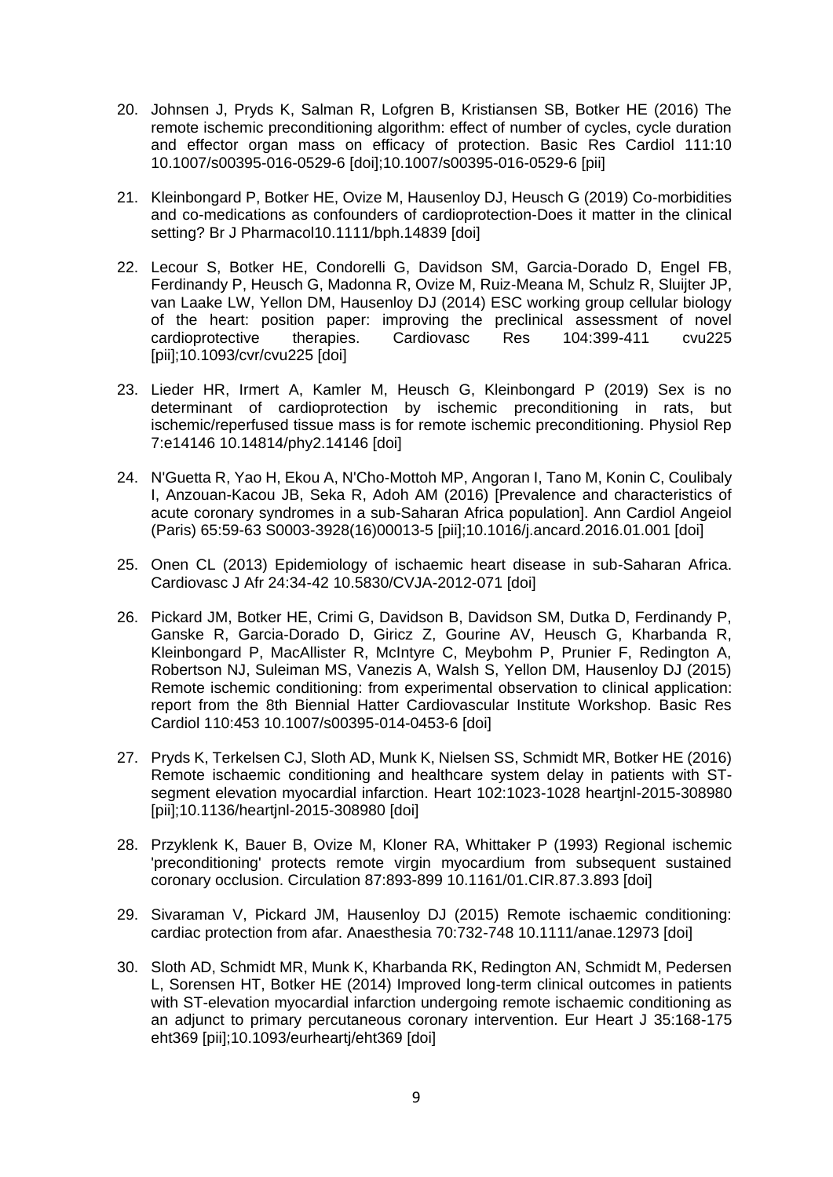20. Johnsen J, Pryds K, Salman R, Lofgren B, Kristiansen SB, Botker HE (2016) The remote ischemic preconditioning algorithm: effect of number of cycles, cycle duration and effector organ mass on efficacy of protection. Basic Res Cardiol 111:10 10.1007/s00395-016-0529-6 [doi];10.1007/s00395-016-0529-6 [pii]

21. Kleinbongard P, Botker HE, Ovize M, Hausenloy DJ, Heusch G (2019) Co-morbidities and co-medications as confounders of cardioprotection-Does it matter in the clinical setting? Br J Pharmacol10.1111/bph.14839 [doi]

22. Lecour S, Botker HE, Condorelli G, Davidson SM, Garcia-Dorado D, Engel FB, Ferdinandy P, Heusch G, Madonna R, Ovize M, Ruiz-Meana M, Schulz R, Sluijter JP, van Laake LW, Yellon DM, Hausenloy DJ (2014) ESC working group cellular biology of the heart: position paper: improving the preclinical assessment of novel cardioprotective therapies. Cardiovasc Res 104:399-411 cvu225 [pii];10.1093/cvr/cvu225 [doi]

23. Lieder HR, Irmert A, Kamler M, Heusch G, Kleinbongard P (2019) Sex is no determinant of cardioprotection by ischemic preconditioning in rats, but ischemic/reperfused tissue mass is for remote ischemic preconditioning. Physiol Rep 7:e14146 10.14814/phy2.14146 [doi]

24. N'Guetta R, Yao H, Ekou A, N'Cho-Mottoh MP, Angoran I, Tano M, Konin C, Coulibaly I, Anzouan-Kacou JB, Seka R, Adoh AM (2016) [Prevalence and characteristics of acute coronary syndromes in a sub-Saharan Africa population]. Ann Cardiol Angeiol (Paris) 65:59-63 S0003-3928(16)00013-5 [pii];10.1016/j.ancard.2016.01.001 [doi]

25. Onen CL (2013) Epidemiology of ischaemic heart disease in sub-Saharan Africa. Cardiovasc J Afr 24:34-42 10.5830/CVJA-2012-071 [doi]

26. Pickard JM, Botker HE, Crimi G, Davidson B, Davidson SM, Dutka D, Ferdinandy P, Ganske R, Garcia-Dorado D, Giricz Z, Gourine AV, Heusch G, Kharbanda R, Kleinbongard P, MacAllister R, McIntyre C, Meybohm P, Prunier F, Redington A, Robertson NJ, Suleiman MS, Vanezis A, Walsh S, Yellon DM, Hausenloy DJ (2015) Remote ischemic conditioning: from experimental observation to clinical application: report from the 8th Biennial Hatter Cardiovascular Institute Workshop. Basic Res Cardiol 110:453 10.1007/s00395-014-0453-6 [doi]

27. Pryds K, Terkelsen CJ, Sloth AD, Munk K, Nielsen SS, Schmidt MR, Botker HE (2016) Remote ischaemic conditioning and healthcare system delay in patients with ST-segment elevation myocardial infarction. Heart 102:1023-1028 heartjnl-2015-308980 [pii];10.1136/heartjnl-2015-308980 [doi]

28. Przyklenk K, Bauer B, Ovize M, Kloner RA, Whittaker P (1993) Regional ischemic 'preconditioning' protects remote virgin myocardium from subsequent sustained coronary occlusion. Circulation 87:893-899 10.1161/01.CIR.87.3.893 [doi]

29. Sivaraman V, Pickard JM, Hausenloy DJ (2015) Remote ischaemic conditioning: cardiac protection from afar. Anaesthesia 70:732-748 10.1111/anae.12973 [doi]

30. Sloth AD, Schmidt MR, Munk K, Kharbanda RK, Redington AN, Schmidt M, Pedersen L, Sorensen HT, Botker HE (2014) Improved long-term clinical outcomes in patients with ST-elevation myocardial infarction undergoing remote ischaemic conditioning as an adjunct to primary percutaneous coronary intervention. Eur Heart J 35:168-175 eht369 [pii];10.1093/eurheartj/eht369 [doi]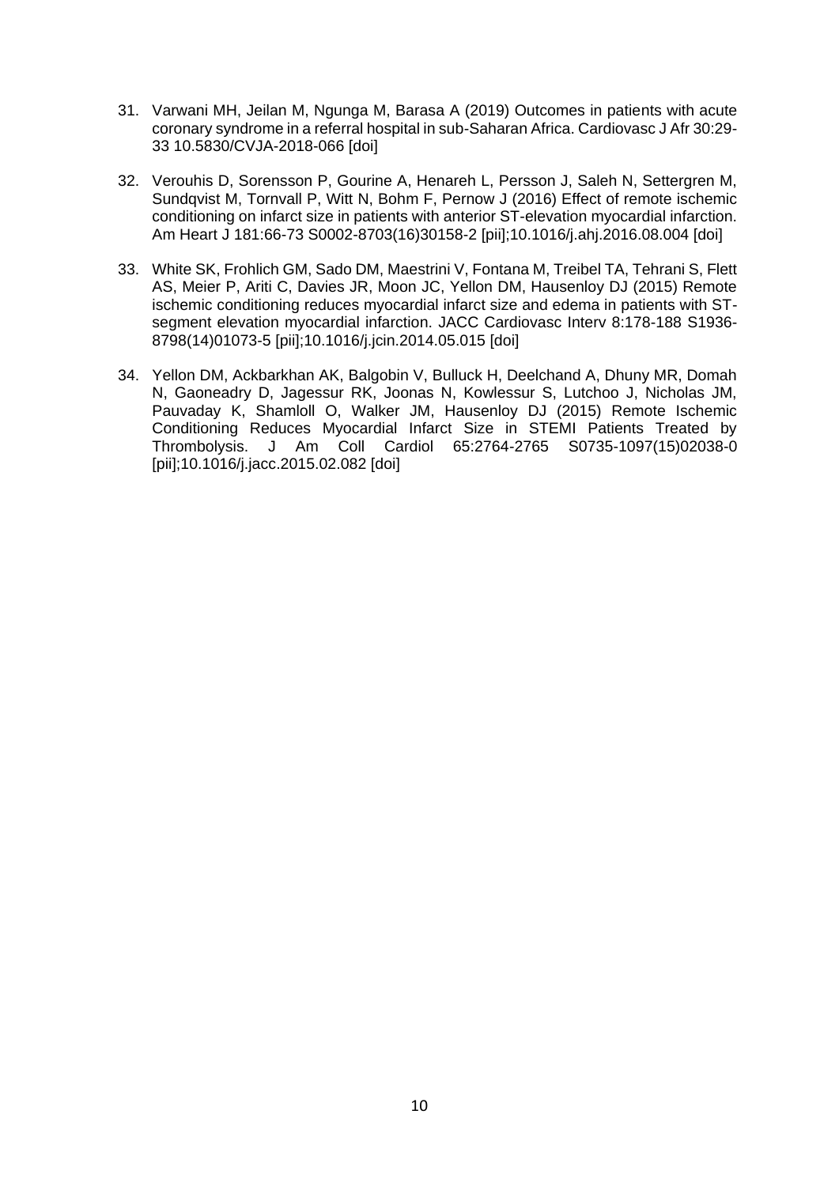31. Varwani MH, Jeilan M, Ngunga M, Barasa A (2019) Outcomes in patients with acute coronary syndrome in a referral hospital in sub-Saharan Africa. Cardiovasc J Afr 30:29-33 10.5830/CVJA-2018-066 [doi]

32. Verouhis D, Sorensson P, Gourine A, Henareh L, Persson J, Saleh N, Settergren M, Sundqvist M, Tornvall P, Witt N, Bohm F, Pernow J (2016) Effect of remote ischemic conditioning on infarct size in patients with anterior ST-elevation myocardial infarction. Am Heart J 181:66-73 S0002-8703(16)30158-2 [pii];10.1016/j.ahj.2016.08.004 [doi]

33. White SK, Frohlich GM, Sado DM, Maestrini V, Fontana M, Treibel TA, Tehrani S, Flett AS, Meier P, Ariti C, Davies JR, Moon JC, Yellon DM, Hausenloy DJ (2015) Remote ischemic conditioning reduces myocardial infarct size and edema in patients with ST-segment elevation myocardial infarction. JACC Cardiovasc Interv 8:178-188 S1936-8798(14)01073-5 [pii];10.1016/j.jcin.2014.05.015 [doi]

34. Yellon DM, Ackbarkhan AK, Balgobin V, Bulluck H, Deelchand A, Dhuny MR, Domah N, Gaoneadry D, Jagessur RK, Joonas N, Kowlessur S, Lutchoo J, Nicholas JM, Pauvaday K, Shamloll O, Walker JM, Hausenloy DJ (2015) Remote Ischemic Conditioning Reduces Myocardial Infarct Size in STEMI Patients Treated by Thrombolysis. J Am Coll Cardiol 65:2764-2765 S0735-1097(15)02038-0 [pii];10.1016/j.jacc.2015.02.082 [doi]